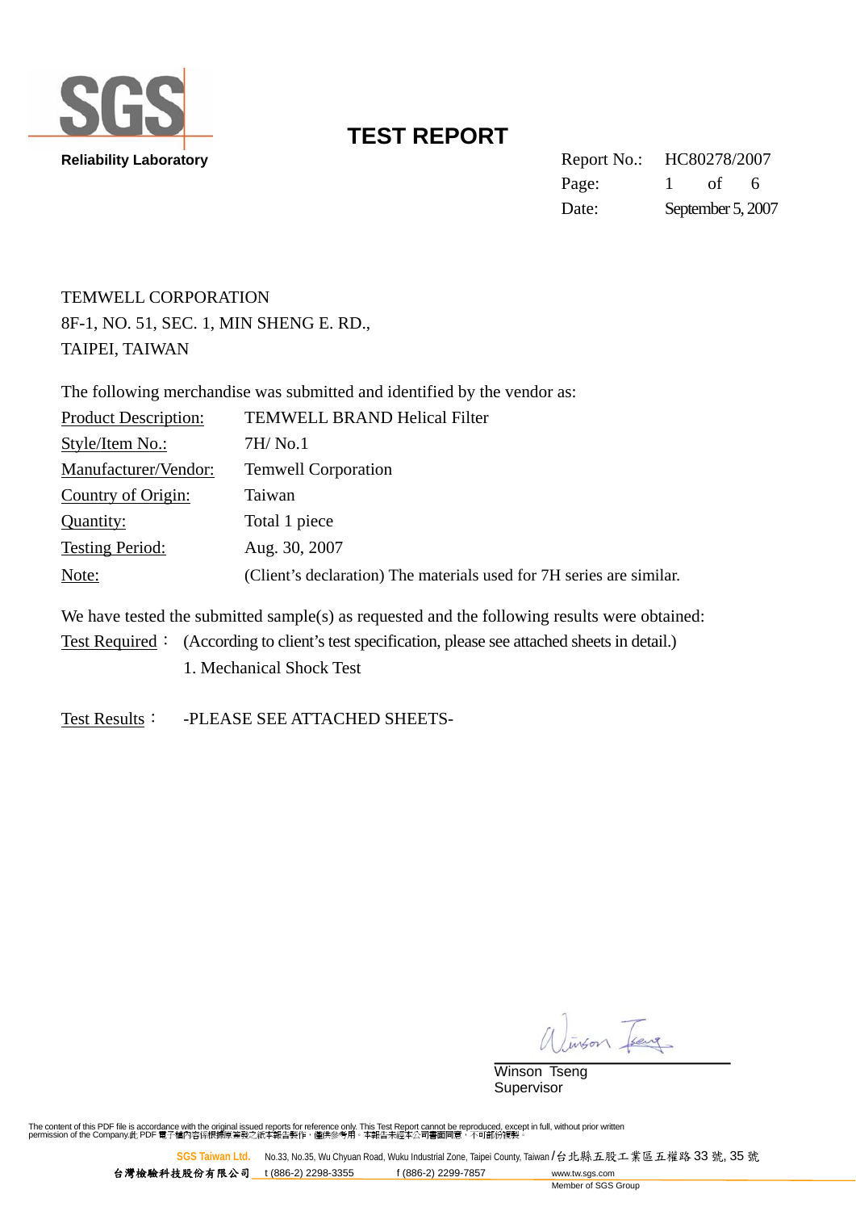SGS

Reliability Laboratory

# TEST REPORT

Report No.: HC80278/2007

Date: September 5, 2007

TEMWELL CORPORATION
8F-1, NO. 51, SEC. 1, MIN SHENG E. RD.,
TAIPEI, TAIWAN

The following merchandise was submitted and identified by the vendor as:

| | |
|---|---|
| Product Description: | TEMWELL BRAND Helical Filter |
| Style/Item No.: | 7H/ No.1 |
| Manufacturer/Vendor: | Temwell Corporation |
| Country of Origin: | Taiwan |
| Quantity: | Total 1 piece |
| Testing Period: | Aug. 30, 2007 |
| Note: | (Client's declaration) The materials used for 7H series are similar. |

We have tested the submitted sample(s) as requested and the following results were obtained:

Test Required： (According to client's test specification, please see attached sheets in detail.)

1. Mechanical Shock Test

Test Results： -PLEASE SEE ATTACHED SHEETS-

Winson Tseng
Supervisor

The content of this PDF file is accordance with the original issued reports for reference only. This Test Report cannot be reproduced, except in full, without prior written permission of the Company.此 PDF 電子檔內容係根據原簽發之紙本報告製作，僅供參考用。本報告未經本公司書面同意，不可部份複製。

SGS Taiwan Ltd. No.33, No.35, Wu Chyuan Road, Wuku Industrial Zone, Taipei County, Taiwan /台北縣五股工業區五權路 33 號, 35 號
台灣檢驗科技股份有限公司 t (886-2) 2298-3355 f (886-2) 2299-7857 www.tw.sgs.com
Member of SGS Group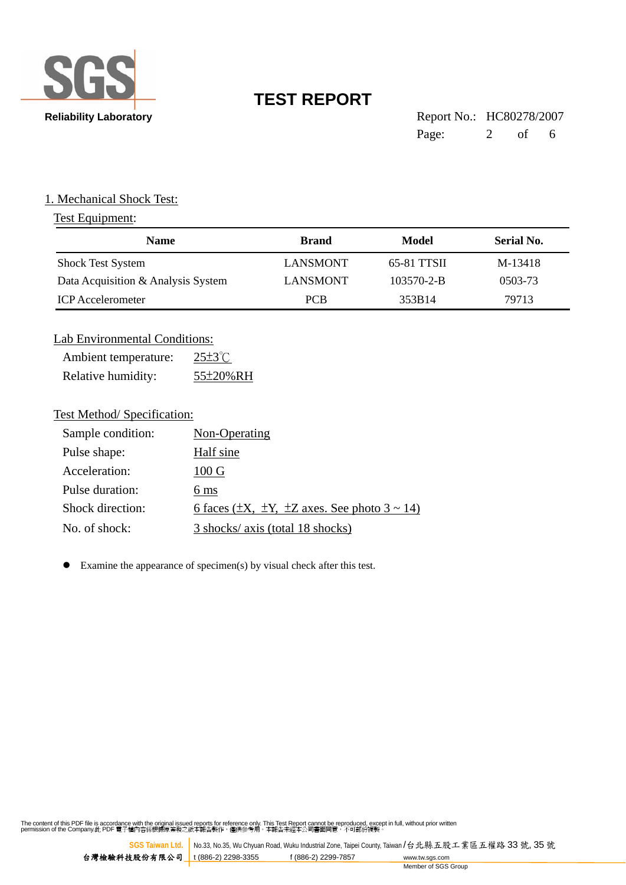## 1. Mechanical Shock Test:

Test Equipment:

| Name | Brand | Model | Serial No. |
|---|---|---|---|
| Shock Test System | LANSMONT | 65-81 TTSII | M-13418 |
| Data Acquisition & Analysis System | LANSMONT | 103570-2-B | 0503-73 |
| ICP Accelerometer | PCB | 353B14 | 79713 |

Lab Environmental Conditions:

Ambient temperature: 25±3℃

Relative humidity: 55±20%RH

Test Method/ Specification:

Sample condition: Non-Operating

Pulse shape: Half sine

Acceleration: 100 G

Pulse duration: 6 ms

Shock direction: 6 faces (±X, ±Y, ±Z axes. See photo 3 ~ 14)

No. of shock: 3 shocks/ axis (total 18 shocks)

- Examine the appearance of specimen(s) by visual check after this test.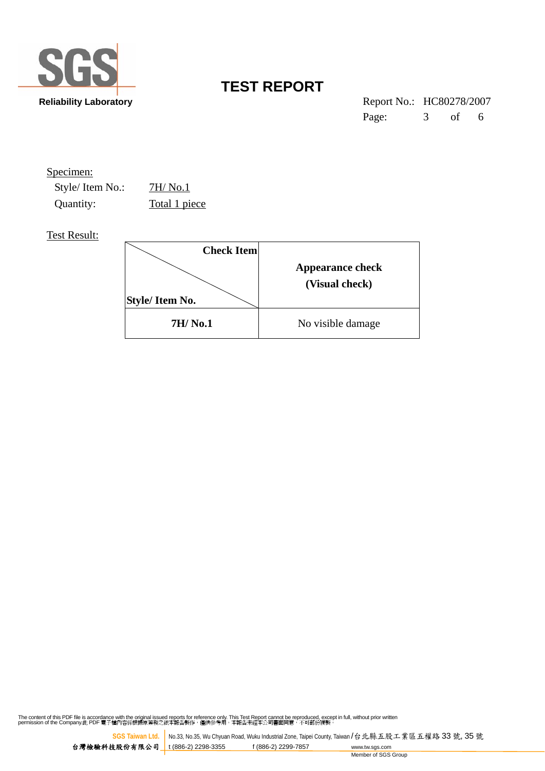Specimen:

Style/ Item No.: 7H/ No.1

Quantity: Total 1 piece

Test Result:

| Check Item / Style/ Item No. | Appearance check (Visual check) |
| --- | --- |
| **7H/ No.1** | No visible damage |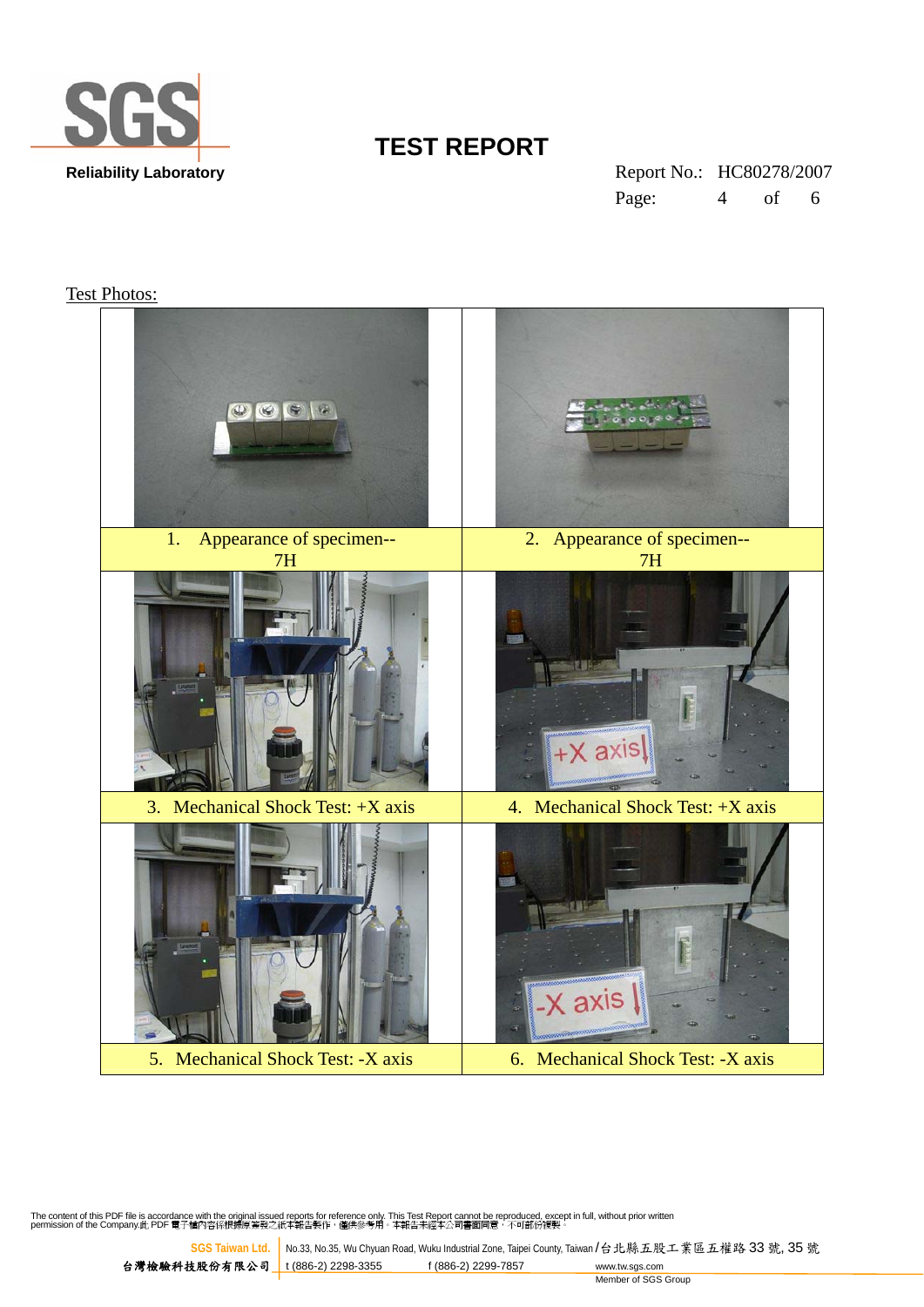Test Photos:

| | |
|---|---|
| 1. Appearance of specimen--7H | 2. Appearance of specimen--7H |
| 3. Mechanical Shock Test: +X axis | 4. Mechanical Shock Test: +X axis |
| 5. Mechanical Shock Test: -X axis | 6. Mechanical Shock Test: -X axis |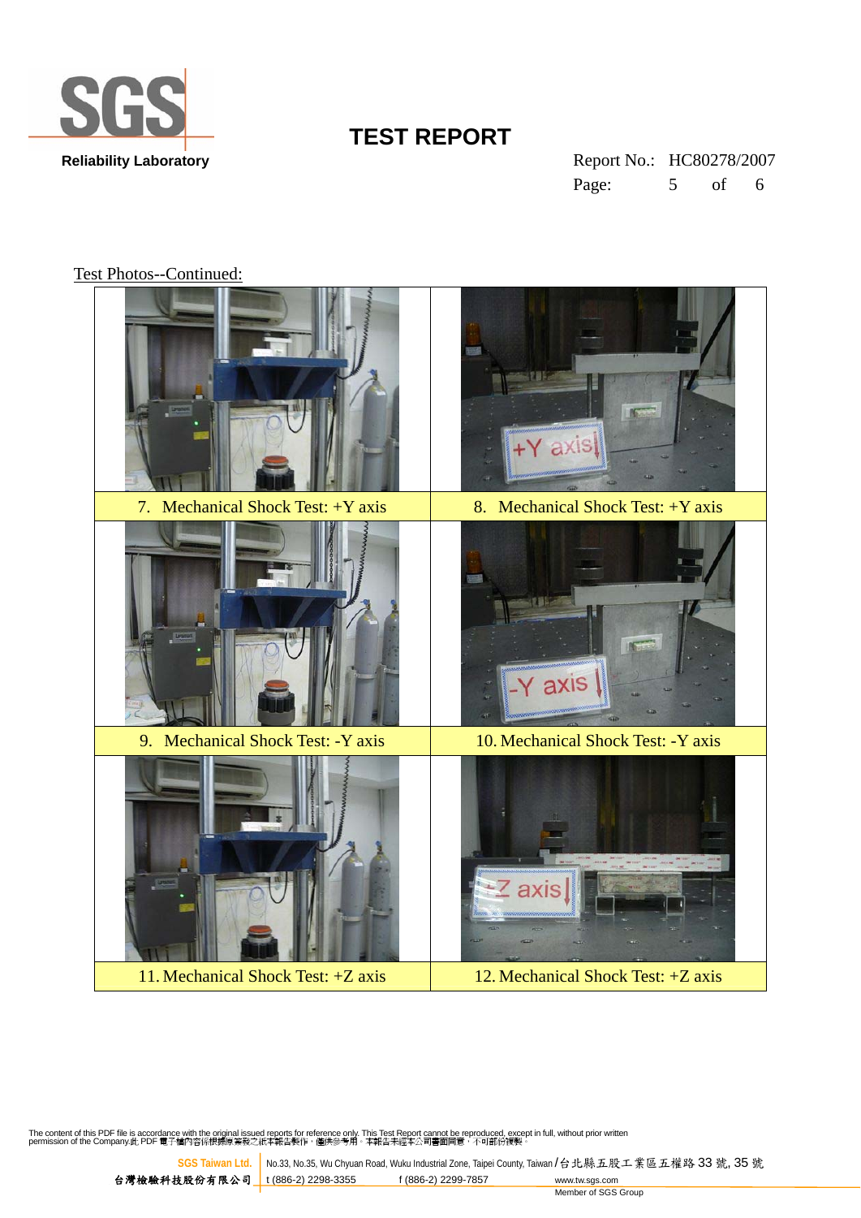Test Photos--Continued:

| | |
|---|---|
| 7. Mechanical Shock Test: +Y axis | 8. Mechanical Shock Test: +Y axis |
| 9. Mechanical Shock Test: -Y axis | 10. Mechanical Shock Test: -Y axis |
| 11. Mechanical Shock Test: +Z axis | 12. Mechanical Shock Test: +Z axis |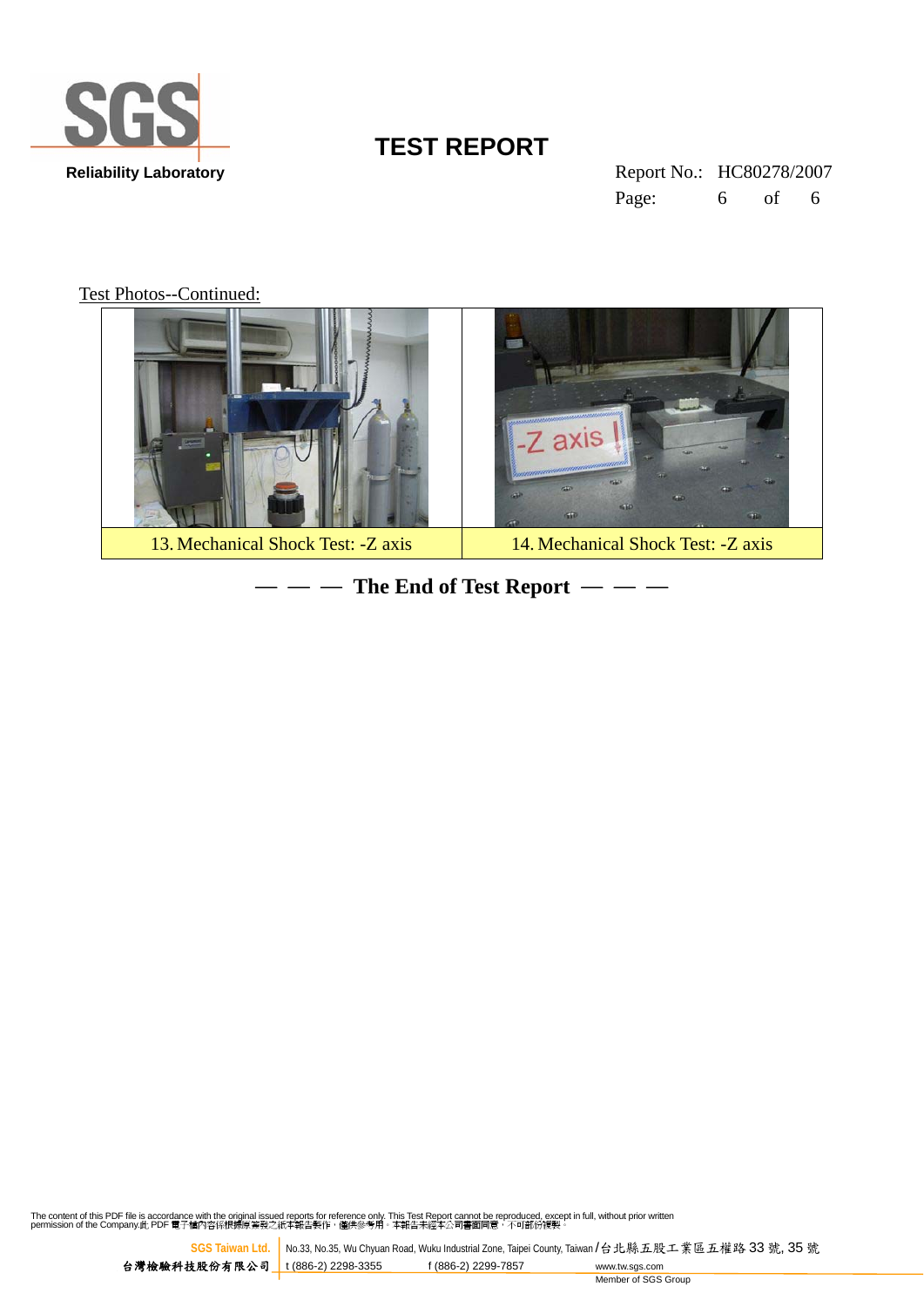Test Photos--Continued:

| | |
|---|---|
| 13. Mechanical Shock Test: -Z axis | 14. Mechanical Shock Test: -Z axis |

**— — — The End of Test Report — — —**